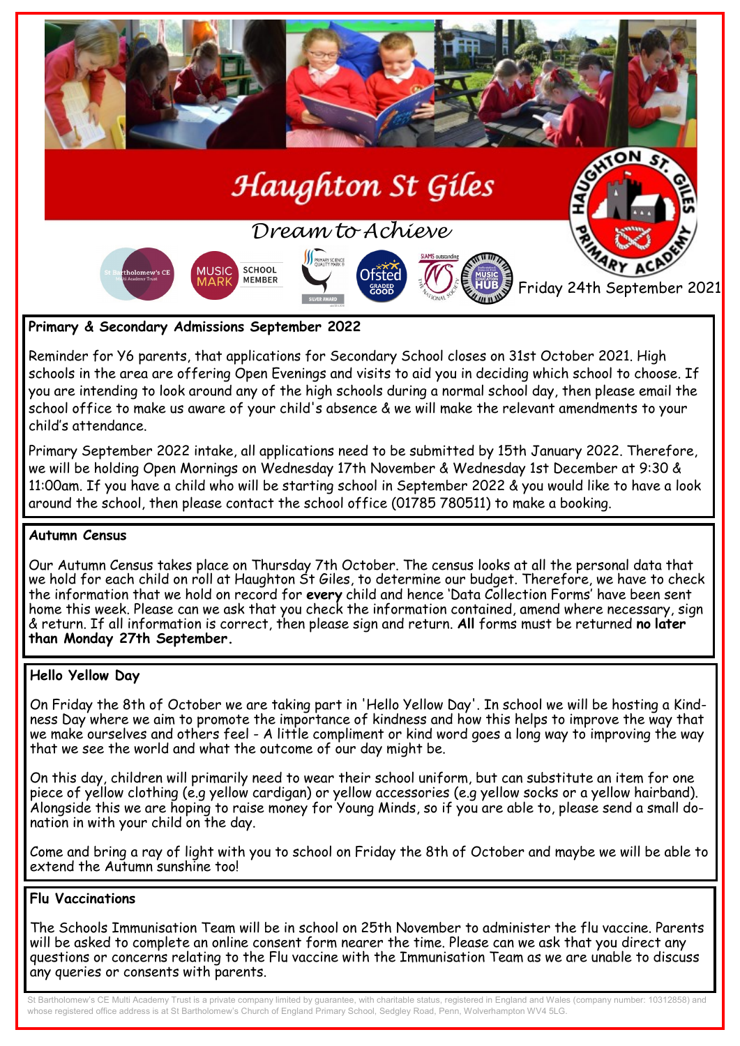# Haughton St Giles

*Dream to Achieve*

Friday 24th September 2021

## Primary & Secondary Admissions September 2022

Reminder for Y6 parents, that applications for Secondary School closes on 31st October 2021. High schools in the area are offering Open Evenings and visits to aid you in deciding which school to choose. If you are intending to look around any of the high schools during a normal school day, then please email the school office to make us aware of your child's absence & we will make the relevant amendments to your child's attendance.

Primary September 2022 intake, all applications need to be submitted by 15th January 2022. Therefore, we will be holding Open Mornings on Wednesday 17th November & Wednesday 1st December at 9:30 & 11:00am. If you have a child who will be starting school in September 2022 & you would like to have a look around the school, then please contact the school office (01785 780511) to make a booking.

## Autumn Census

Our Autumn Census takes place on Thursday 7th October. The census looks at all the personal data that we hold for each child on roll at Haughton St Giles, to determine our budget. Therefore, we have to check the information that we hold on record for **every** child and hence 'Data Collection Forms' have been sent home this week. Please can we ask that you check the information contained, amend where necessary, sign & return. If all information is correct, then please sign and return. **All** forms must be returned **no later than Monday 27th September.**

## Hello Yellow Day

On Friday the 8th of October we are taking part in 'Hello Yellow Day'. In school we will be hosting a Kindness Day where we aim to promote the importance of kindness and how this helps to improve the way that we make ourselves and others feel - A little compliment or kind word goes a long way to improving the way that we see the world and what the outcome of our day might be.

On this day, children will primarily need to wear their school uniform, but can substitute an item for one piece of yellow clothing (e.g yellow cardigan) or yellow accessories (e.g yellow socks or a yellow hairband). Alongside this we are hoping to raise money for Young Minds, so if you are able to, please send a small donation in with your child on the day.

Come and bring a ray of light with you to school on Friday the 8th of October and maybe we will be able to extend the Autumn sunshine too!

## Flu Vaccinations

The Schools Immunisation Team will be in school on 25th November to administer the flu vaccine. Parents will be asked to complete an online consent form nearer the time. Please can we ask that you direct any questions or concerns relating to the Flu vaccine with the Immunisation Team as we are unable to discuss any queries or consents with parents.

St Bartholomew's CE Multi Academy Trust is a private company limited by guarantee, with charitable status, registered in England and Wales (company number: 10312858) and whose registered office address is at St Bartholomew's Church of England Primary School, Sedgley Road, Penn, Wolverhampton WV4 5LG.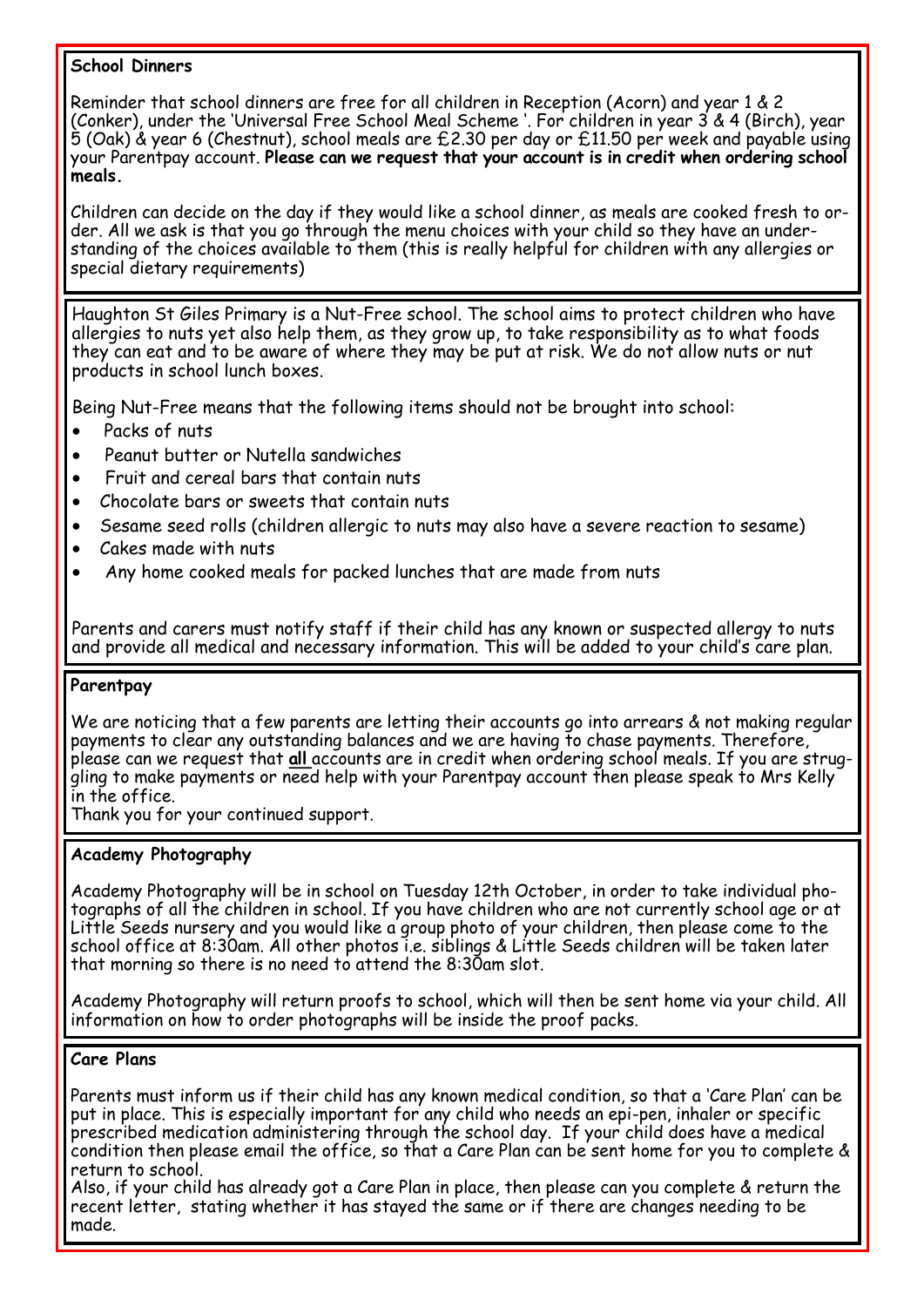**School Dinners**

Reminder that school dinners are free for all children in Reception (Acorn) and year 1 & 2 (Conker), under the 'Universal Free School Meal Scheme '. For children in year 3 & 4 (Birch), year 5 (Oak) & year 6 (Chestnut), school meals are £2.30 per day or £11.50 per week and payable using your Parentpay account. **Please can we request that your account is in credit when ordering school meals.**

Children can decide on the day if they would like a school dinner, as meals are cooked fresh to order. All we ask is that you go through the menu choices with your child so they have an understanding of the choices available to them (this is really helpful for children with any allergies or special dietary requirements)

Haughton St Giles Primary is a Nut-Free school. The school aims to protect children who have allergies to nuts yet also help them, as they grow up, to take responsibility as to what foods they can eat and to be aware of where they may be put at risk. We do not allow nuts or nut products in school lunch boxes.

Being Nut-Free means that the following items should not be brought into school:

- Packs of nuts
- Peanut butter or Nutella sandwiches
- Fruit and cereal bars that contain nuts
- Chocolate bars or sweets that contain nuts
- Sesame seed rolls (children allergic to nuts may also have a severe reaction to sesame)
- Cakes made with nuts
- Any home cooked meals for packed lunches that are made from nuts

Parents and carers must notify staff if their child has any known or suspected allergy to nuts and provide all medical and necessary information. This will be added to your child's care plan.

**Parentpay**

We are noticing that a few parents are letting their accounts go into arrears & not making regular payments to clear any outstanding balances and we are having to chase payments. Therefore, please can we request that **all** accounts are in credit when ordering school meals. If you are struggling to make payments or need help with your Parentpay account then please speak to Mrs Kelly in the office.

Thank you for your continued support.

**Academy Photography**

Academy Photography will be in school on Tuesday 12th October, in order to take individual photographs of all the children in school. If you have children who are not currently school age or at Little Seeds nursery and you would like a group photo of your children, then please come to the school office at 8:30am. All other photos i.e. siblings & Little Seeds children will be taken later that morning so there is no need to attend the 8:30am slot.

Academy Photography will return proofs to school, which will then be sent home via your child. All information on how to order photographs will be inside the proof packs.

**Care Plans**

Parents must inform us if their child has any known medical condition, so that a 'Care Plan' can be put in place. This is especially important for any child who needs an epi-pen, inhaler or specific prescribed medication administering through the school day. If your child does have a medical condition then please email the office, so that a Care Plan can be sent home for you to complete & return to school.

Also, if your child has already got a Care Plan in place, then please can you complete & return the recent letter, stating whether it has stayed the same or if there are changes needing to be made.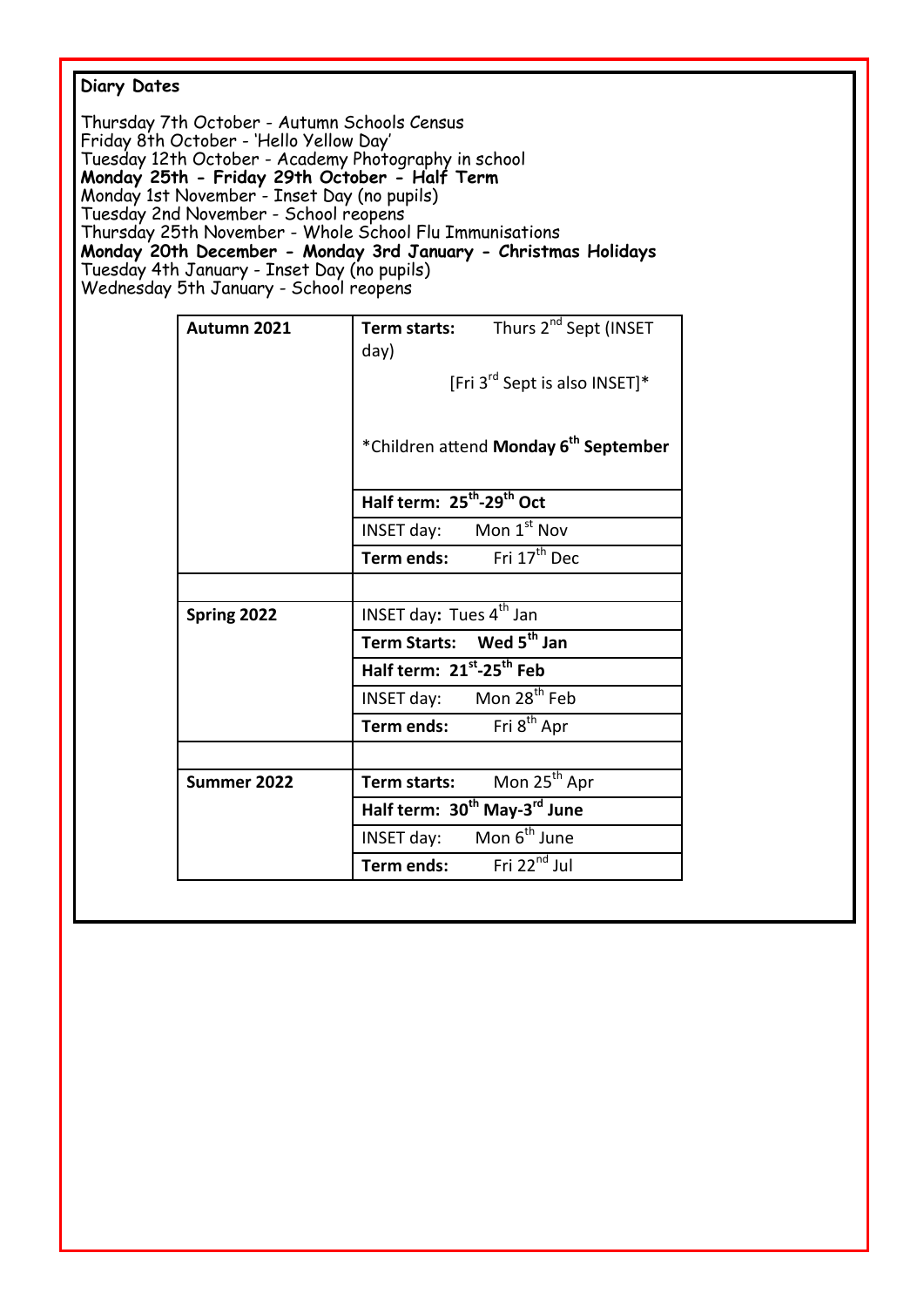**Diary Dates**

Thursday 7th October - Autumn Schools Census
Friday 8th October - 'Hello Yellow Day'
Tuesday 12th October - Academy Photography in school
**Monday 25th - Friday 29th October - Half Term**
Monday 1st November - Inset Day (no pupils)
Tuesday 2nd November - School reopens
Thursday 25th November - Whole School Flu Immunisations
**Monday 20th December - Monday 3rd January - Christmas Holidays**
Tuesday 4th January - Inset Day (no pupils)
Wednesday 5th January - School reopens

| | |
|---|---|
| **Autumn 2021** | **Term starts:** Thurs 2nd Sept (INSET day) [Fri 3rd Sept is also INSET]* *Children attend **Monday 6th September** |
| | **Half term: 25th-29th Oct** |
| | INSET day: Mon 1st Nov |
| | **Term ends:** Fri 17th Dec |
| | |
| **Spring 2022** | INSET day: Tues 4th Jan |
| | **Term Starts: Wed 5th Jan** |
| | **Half term: 21st-25th Feb** |
| | INSET day: Mon 28th Feb |
| | **Term ends:** Fri 8th Apr |
| | |
| **Summer 2022** | **Term starts:** Mon 25th Apr |
| | **Half term: 30th May-3rd June** |
| | INSET day: Mon 6th June |
| | **Term ends:** Fri 22nd Jul |